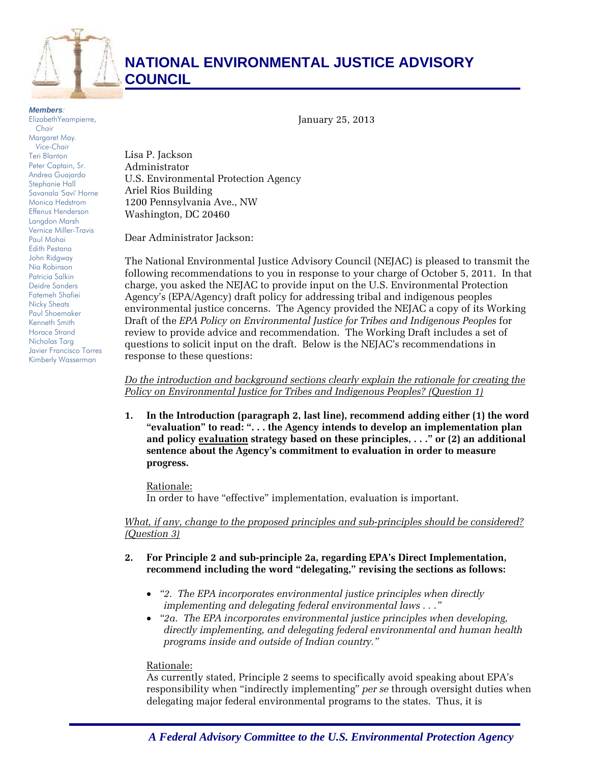# NATIONAL ENVIRONMENTAL JUSTICE ADVISORY COUNCIL

***Members*:**
ElizabethYeampierre, *Chair*
Margaret May. *Vice-Chair*
Teri Blanton
Peter Captain, Sr.
Andrea Guajardo
Stephanie Hall
Savanala 'Savi' Horne
Monica Hedstrom
Effenus Henderson
Langdon Marsh
Vernice Miller-Travis
Paul Mohai
Edith Pestana
John Ridgway
Nia Robinson
Patricia Salkin
Deidre Sanders
Fatemeh Shafiei
Nicky Sheats
Paul Shoemaker
Kenneth Smith
Horace Strand
Nicholas Targ
Javier Francisco Torres
Kimberly Wasserman

January 25, 2013

Lisa P. Jackson
Administrator
U.S. Environmental Protection Agency
Ariel Rios Building
1200 Pennsylvania Ave., NW
Washington, DC 20460

Dear Administrator Jackson:

The National Environmental Justice Advisory Council (NEJAC) is pleased to transmit the following recommendations to you in response to your charge of October 5, 2011. In that charge, you asked the NEJAC to provide input on the U.S. Environmental Protection Agency's (EPA/Agency) draft policy for addressing tribal and indigenous peoples environmental justice concerns. The Agency provided the NEJAC a copy of its Working Draft of the *EPA Policy on Environmental Justice for Tribes and Indigenous Peoples* for review to provide advice and recommendation. The Working Draft includes a set of questions to solicit input on the draft. Below is the NEJAC's recommendations in response to these questions:

<u>*Do the introduction and background sections clearly explain the rationale for creating the Policy on Environmental Justice for Tribes and Indigenous Peoples? (Question 1)*</u>

1. **In the Introduction (paragraph 2, last line), recommend adding either (1) the word "evaluation" to read: ". . . the Agency intends to develop an implementation plan and policy <u>evaluation</u> strategy based on these principles, . . ." or (2) an additional sentence about the Agency's commitment to evaluation in order to measure progress.**

   <u>Rationale:</u>
   In order to have "effective" implementation, evaluation is important.

<u>*What, if any, change to the proposed principles and sub-principles should be considered? (Question 3)*</u>

2. **For Principle 2 and sub-principle 2a, regarding EPA's Direct Implementation, recommend including the word "delegating," revising the sections as follows:**

   - *"2. The EPA incorporates environmental justice principles when directly implementing and delegating federal environmental laws . . ."*
   - *"2a. The EPA incorporates environmental justice principles when developing, directly implementing, and delegating federal environmental and human health programs inside and outside of Indian country."*

   <u>Rationale:</u>
   As currently stated, Principle 2 seems to specifically avoid speaking about EPA's responsibility when "indirectly implementing" *per se* through oversight duties when delegating major federal environmental programs to the states. Thus, it is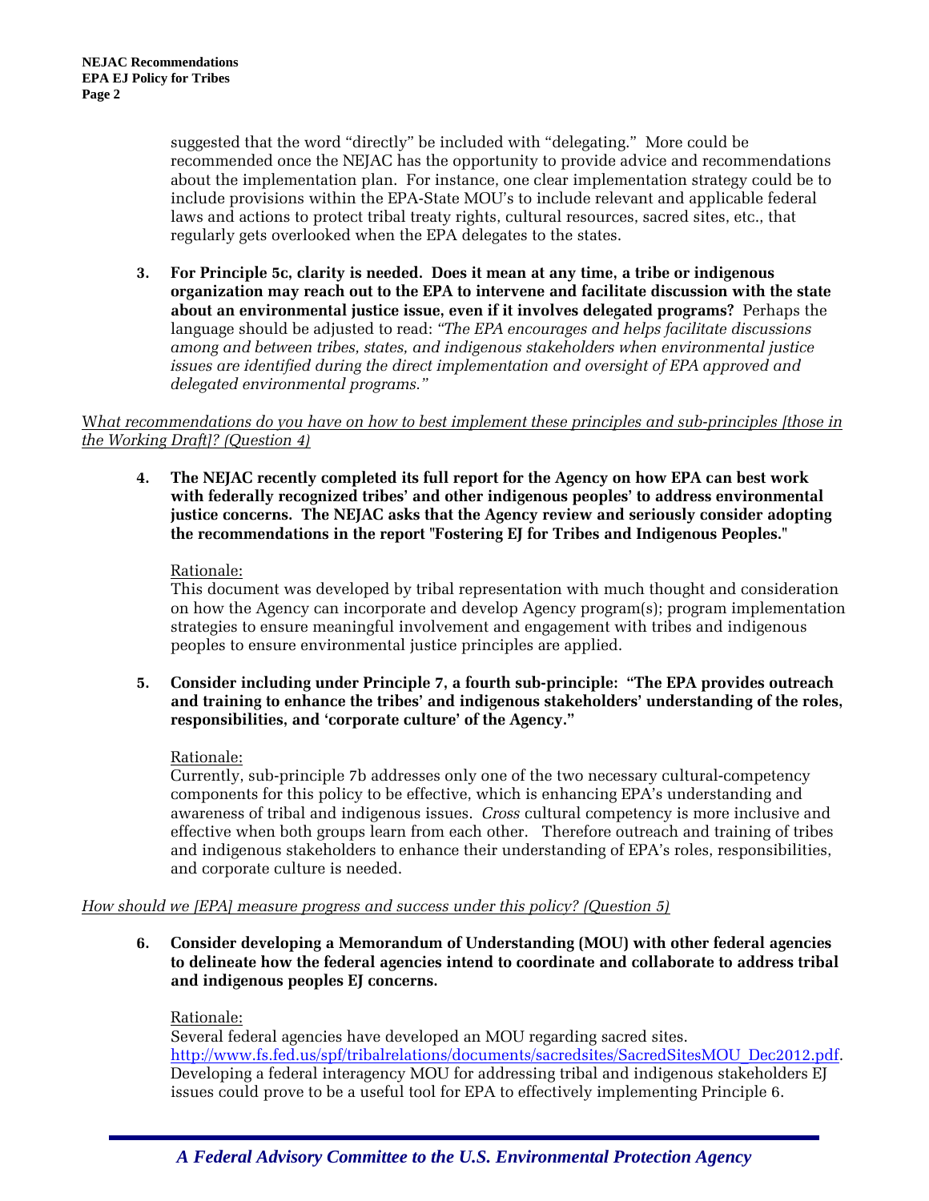suggested that the word "directly" be included with "delegating." More could be recommended once the NEJAC has the opportunity to provide advice and recommendations about the implementation plan. For instance, one clear implementation strategy could be to include provisions within the EPA-State MOU's to include relevant and applicable federal laws and actions to protect tribal treaty rights, cultural resources, sacred sites, etc., that regularly gets overlooked when the EPA delegates to the states.

3. **For Principle 5c, clarity is needed. Does it mean at any time, a tribe or indigenous organization may reach out to the EPA to intervene and facilitate discussion with the state about an environmental justice issue, even if it involves delegated programs?** Perhaps the language should be adjusted to read: *"The EPA encourages and helps facilitate discussions among and between tribes, states, and indigenous stakeholders when environmental justice issues are identified during the direct implementation and oversight of EPA approved and delegated environmental programs."*

*<u>What recommendations do you have on how to best implement these principles and sub-principles [those in the Working Draft]? (Question 4)</u>*

4. **The NEJAC recently completed its full report for the Agency on how EPA can best work with federally recognized tribes' and other indigenous peoples' to address environmental justice concerns. The NEJAC asks that the Agency review and seriously consider adopting the recommendations in the report "Fostering EJ for Tribes and Indigenous Peoples."**

   <u>Rationale:</u>
   This document was developed by tribal representation with much thought and consideration on how the Agency can incorporate and develop Agency program(s); program implementation strategies to ensure meaningful involvement and engagement with tribes and indigenous peoples to ensure environmental justice principles are applied.

5. **Consider including under Principle 7, a fourth sub-principle: "The EPA provides outreach and training to enhance the tribes' and indigenous stakeholders' understanding of the roles, responsibilities, and 'corporate culture' of the Agency."**

   <u>Rationale:</u>
   Currently, sub-principle 7b addresses only one of the two necessary cultural-competency components for this policy to be effective, which is enhancing EPA's understanding and awareness of tribal and indigenous issues. *Cross* cultural competency is more inclusive and effective when both groups learn from each other. Therefore outreach and training of tribes and indigenous stakeholders to enhance their understanding of EPA's roles, responsibilities, and corporate culture is needed.

*<u>How should we [EPA] measure progress and success under this policy? (Question 5)</u>*

6. **Consider developing a Memorandum of Understanding (MOU) with other federal agencies to delineate how the federal agencies intend to coordinate and collaborate to address tribal and indigenous peoples EJ concerns.**

   <u>Rationale:</u>
   Several federal agencies have developed an MOU regarding sacred sites. http://www.fs.fed.us/spf/tribalrelations/documents/sacredsites/SacredSitesMOU_Dec2012.pdf. Developing a federal interagency MOU for addressing tribal and indigenous stakeholders EJ issues could prove to be a useful tool for EPA to effectively implementing Principle 6.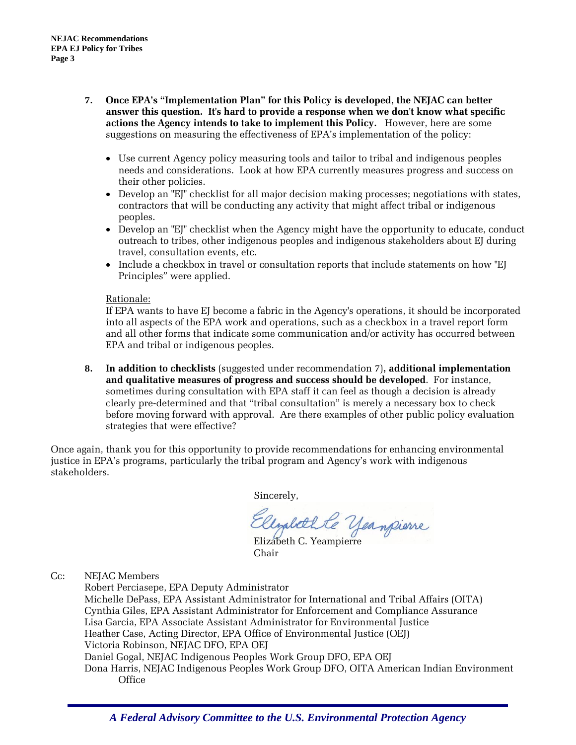7. **Once EPA's "Implementation Plan" for this Policy is developed, the NEJAC can better answer this question. It's hard to provide a response when we don't know what specific actions the Agency intends to take to implement this Policy.** However, here are some suggestions on measuring the effectiveness of EPA's implementation of the policy:

   - Use current Agency policy measuring tools and tailor to tribal and indigenous peoples needs and considerations. Look at how EPA currently measures progress and success on their other policies.
   - Develop an "EJ" checklist for all major decision making processes; negotiations with states, contractors that will be conducting any activity that might affect tribal or indigenous peoples.
   - Develop an "EJ" checklist when the Agency might have the opportunity to educate, conduct outreach to tribes, other indigenous peoples and indigenous stakeholders about EJ during travel, consultation events, etc.
   - Include a checkbox in travel or consultation reports that include statements on how "EJ Principles" were applied.

   Rationale:
   If EPA wants to have EJ become a fabric in the Agency's operations, it should be incorporated into all aspects of the EPA work and operations, such as a checkbox in a travel report form and all other forms that indicate some communication and/or activity has occurred between EPA and tribal or indigenous peoples.

8. **In addition to checklists** (suggested under recommendation 7)**, additional implementation and qualitative measures of progress and success should be developed**. For instance, sometimes during consultation with EPA staff it can feel as though a decision is already clearly pre-determined and that "tribal consultation" is merely a necessary box to check before moving forward with approval. Are there examples of other public policy evaluation strategies that were effective?

Once again, thank you for this opportunity to provide recommendations for enhancing environmental justice in EPA's programs, particularly the tribal program and Agency's work with indigenous stakeholders.

Sincerely,

Elizabeth C. Yeampierre
Chair

Cc: NEJAC Members
Robert Perciasepe, EPA Deputy Administrator
Michelle DePass, EPA Assistant Administrator for International and Tribal Affairs (OITA)
Cynthia Giles, EPA Assistant Administrator for Enforcement and Compliance Assurance
Lisa Garcia, EPA Associate Assistant Administrator for Environmental Justice
Heather Case, Acting Director, EPA Office of Environmental Justice (OEJ)
Victoria Robinson, NEJAC DFO, EPA OEJ
Daniel Gogal, NEJAC Indigenous Peoples Work Group DFO, EPA OEJ
Dona Harris, NEJAC Indigenous Peoples Work Group DFO, OITA American Indian Environment Office